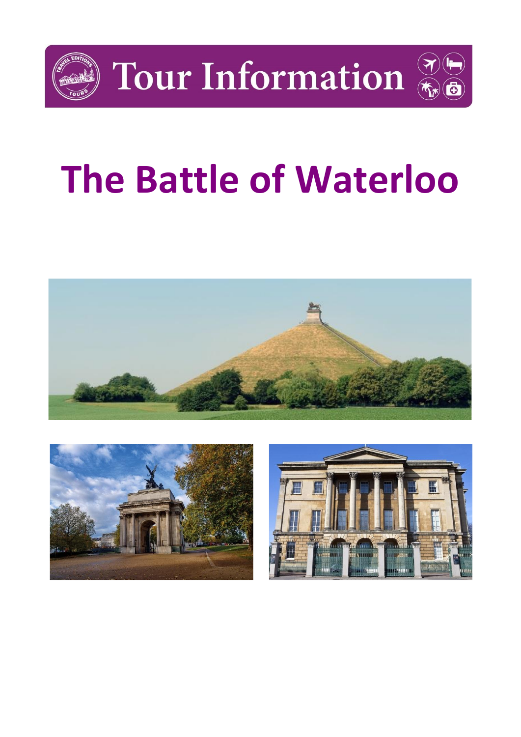Tour Information

# The Battle of Waterloo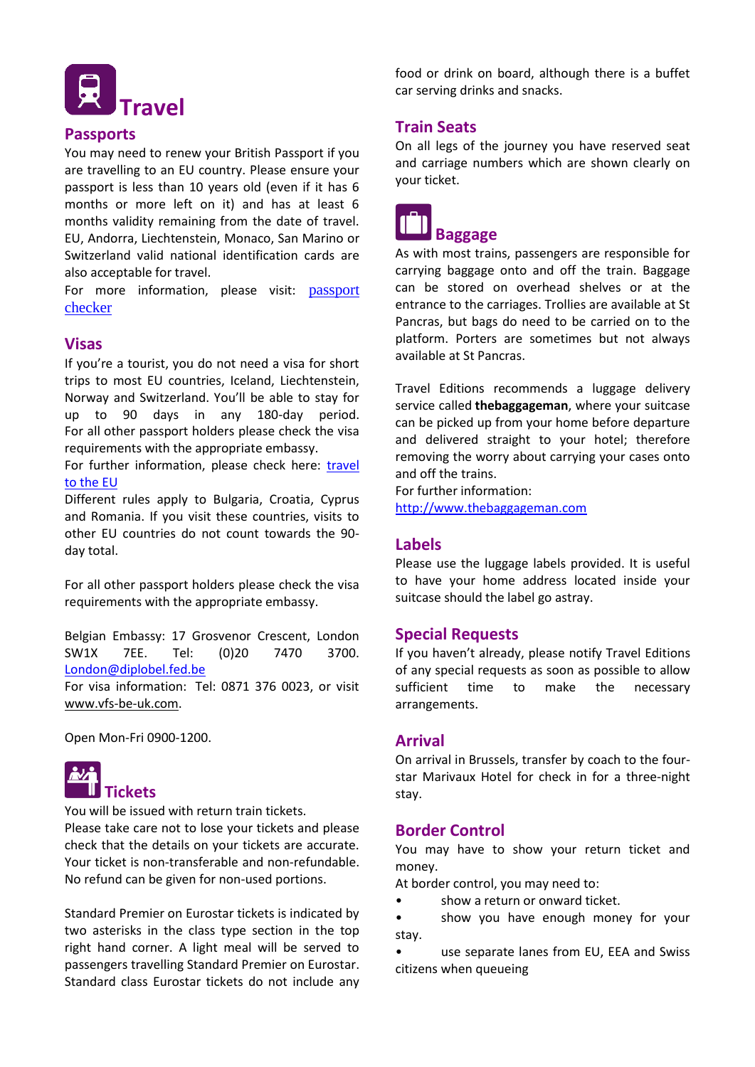# Travel

## Passports

You may need to renew your British Passport if you are travelling to an EU country. Please ensure your passport is less than 10 years old (even if it has 6 months or more left on it) and has at least 6 months validity remaining from the date of travel. EU, Andorra, Liechtenstein, Monaco, San Marino or Switzerland valid national identification cards are also acceptable for travel.

For more information, please visit: passport checker

## Visas

If you're a tourist, you do not need a visa for short trips to most EU countries, Iceland, Liechtenstein, Norway and Switzerland. You'll be able to stay for up to 90 days in any 180-day period. For all other passport holders please check the visa requirements with the appropriate embassy.

For further information, please check here: travel to the EU

Different rules apply to Bulgaria, Croatia, Cyprus and Romania. If you visit these countries, visits to other EU countries do not count towards the 90-day total.

For all other passport holders please check the visa requirements with the appropriate embassy.

Belgian Embassy: 17 Grosvenor Crescent, London SW1X 7EE. Tel: (0)20 7470 3700. London@diplobel.fed.be

For visa information: Tel: 0871 376 0023, or visit www.vfs-be-uk.com.

Open Mon-Fri 0900-1200.

## Tickets

You will be issued with return train tickets.

Please take care not to lose your tickets and please check that the details on your tickets are accurate. Your ticket is non-transferable and non-refundable. No refund can be given for non-used portions.

Standard Premier on Eurostar tickets is indicated by two asterisks in the class type section in the top right hand corner. A light meal will be served to passengers travelling Standard Premier on Eurostar. Standard class Eurostar tickets do not include any food or drink on board, although there is a buffet car serving drinks and snacks.

## Train Seats

On all legs of the journey you have reserved seat and carriage numbers which are shown clearly on your ticket.

## Baggage

As with most trains, passengers are responsible for carrying baggage onto and off the train. Baggage can be stored on overhead shelves or at the entrance to the carriages. Trollies are available at St Pancras, but bags do need to be carried on to the platform. Porters are sometimes but not always available at St Pancras.

Travel Editions recommends a luggage delivery service called **thebaggageman**, where your suitcase can be picked up from your home before departure and delivered straight to your hotel; therefore removing the worry about carrying your cases onto and off the trains.

For further information:
http://www.thebaggageman.com

## Labels

Please use the luggage labels provided. It is useful to have your home address located inside your suitcase should the label go astray.

## Special Requests

If you haven't already, please notify Travel Editions of any special requests as soon as possible to allow sufficient time to make the necessary arrangements.

## Arrival

On arrival in Brussels, transfer by coach to the four-star Marivaux Hotel for check in for a three-night stay.

## Border Control

You may have to show your return ticket and money.

At border control, you may need to:

- show a return or onward ticket.
- show you have enough money for your stay.
- use separate lanes from EU, EEA and Swiss citizens when queueing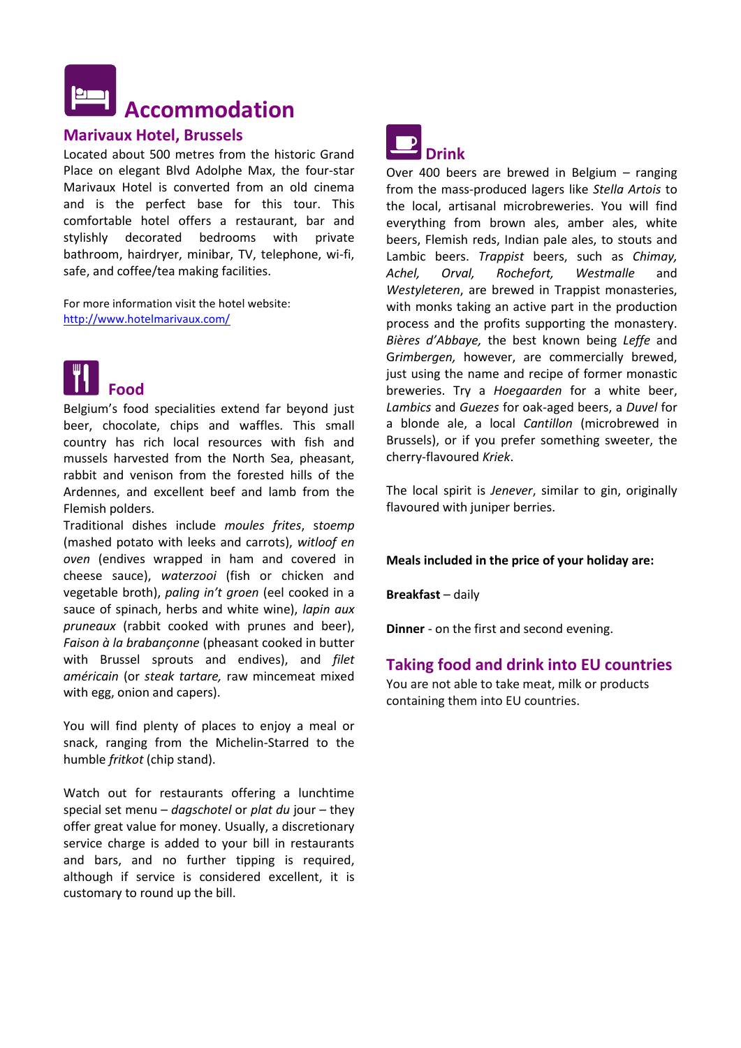# Accommodation

## Marivaux Hotel, Brussels

Located about 500 metres from the historic Grand Place on elegant Blvd Adolphe Max, the four-star Marivaux Hotel is converted from an old cinema and is the perfect base for this tour. This comfortable hotel offers a restaurant, bar and stylishly decorated bedrooms with private bathroom, hairdryer, minibar, TV, telephone, wi-fi, safe, and coffee/tea making facilities.

For more information visit the hotel website: http://www.hotelmarivaux.com/

# Food

Belgium's food specialities extend far beyond just beer, chocolate, chips and waffles. This small country has rich local resources with fish and mussels harvested from the North Sea, pheasant, rabbit and venison from the forested hills of the Ardennes, and excellent beef and lamb from the Flemish polders.

Traditional dishes include *moules frites*, stoemp (mashed potato with leeks and carrots), *witloof en oven* (endives wrapped in ham and covered in cheese sauce), *waterzooi* (fish or chicken and vegetable broth), *paling in't groen* (eel cooked in a sauce of spinach, herbs and white wine), *lapin aux pruneaux* (rabbit cooked with prunes and beer), *Faison à la brabançonne* (pheasant cooked in butter with Brussel sprouts and endives), and *filet américain* (or *steak tartare,* raw mincemeat mixed with egg, onion and capers).

You will find plenty of places to enjoy a meal or snack, ranging from the Michelin-Starred to the humble *fritkot* (chip stand).

Watch out for restaurants offering a lunchtime special set menu – *dagschotel* or *plat du* jour – they offer great value for money. Usually, a discretionary service charge is added to your bill in restaurants and bars, and no further tipping is required, although if service is considered excellent, it is customary to round up the bill.

# Drink

Over 400 beers are brewed in Belgium – ranging from the mass-produced lagers like *Stella Artois* to the local, artisanal microbreweries. You will find everything from brown ales, amber ales, white beers, Flemish reds, Indian pale ales, to stouts and Lambic beers. *Trappist* beers, such as *Chimay, Achel, Orval, Rochefort, Westmalle* and *Westyleteren*, are brewed in Trappist monasteries, with monks taking an active part in the production process and the profits supporting the monastery. *Bières d'Abbaye,* the best known being *Leffe* and Grimbergen*,* however, are commercially brewed, just using the name and recipe of former monastic breweries. Try a *Hoegaarden* for a white beer, *Lambics* and *Guezes* for oak-aged beers, a *Duvel* for a blonde ale, a local *Cantillon* (microbrewed in Brussels), or if you prefer something sweeter, the cherry-flavoured *Kriek*.

The local spirit is *Jenever*, similar to gin, originally flavoured with juniper berries.

**Meals included in the price of your holiday are:**

**Breakfast** – daily

**Dinner** - on the first and second evening.

## Taking food and drink into EU countries

You are not able to take meat, milk or products containing them into EU countries.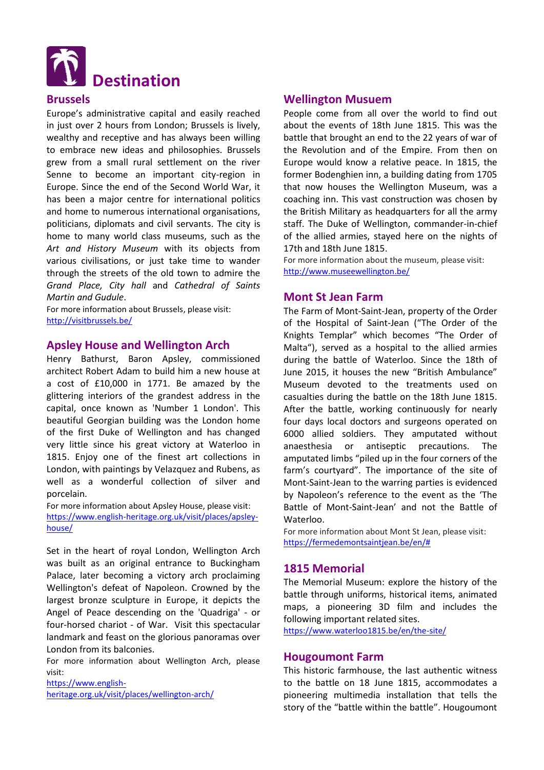# Destination

## Brussels

Europe's administrative capital and easily reached in just over 2 hours from London; Brussels is lively, wealthy and receptive and has always been willing to embrace new ideas and philosophies. Brussels grew from a small rural settlement on the river Senne to become an important city-region in Europe. Since the end of the Second World War, it has been a major centre for international politics and home to numerous international organisations, politicians, diplomats and civil servants. The city is home to many world class museums, such as the *Art and History Museum* with its objects from various civilisations, or just take time to wander through the streets of the old town to admire the *Grand Place, City hall* and *Cathedral of Saints Martin and Gudule*.

For more information about Brussels, please visit: http://visitbrussels.be/

## Apsley House and Wellington Arch

Henry Bathurst, Baron Apsley, commissioned architect Robert Adam to build him a new house at a cost of £10,000 in 1771. Be amazed by the glittering interiors of the grandest address in the capital, once known as 'Number 1 London'. This beautiful Georgian building was the London home of the first Duke of Wellington and has changed very little since his great victory at Waterloo in 1815. Enjoy one of the finest art collections in London, with paintings by Velazquez and Rubens, as well as a wonderful collection of silver and porcelain.

For more information about Apsley House, please visit: https://www.english-heritage.org.uk/visit/places/apsley-house/

Set in the heart of royal London, Wellington Arch was built as an original entrance to Buckingham Palace, later becoming a victory arch proclaiming Wellington's defeat of Napoleon. Crowned by the largest bronze sculpture in Europe, it depicts the Angel of Peace descending on the 'Quadriga' - or four-horsed chariot - of War. Visit this spectacular landmark and feast on the glorious panoramas over London from its balconies.

For more information about Wellington Arch, please visit: https://www.english-heritage.org.uk/visit/places/wellington-arch/

## Wellington Musuem

People come from all over the world to find out about the events of 18th June 1815. This was the battle that brought an end to the 22 years of war of the Revolution and of the Empire. From then on Europe would know a relative peace. In 1815, the former Bodenghien inn, a building dating from 1705 that now houses the Wellington Museum, was a coaching inn. This vast construction was chosen by the British Military as headquarters for all the army staff. The Duke of Wellington, commander-in-chief of the allied armies, stayed here on the nights of 17th and 18th June 1815.

For more information about the museum, please visit: http://www.museewellington.be/

## Mont St Jean Farm

The Farm of Mont-Saint-Jean, property of the Order of the Hospital of Saint-Jean ("The Order of the Knights Templar" which becomes "The Order of Malta"), served as a hospital to the allied armies during the battle of Waterloo. Since the 18th of June 2015, it houses the new "British Ambulance" Museum devoted to the treatments used on casualties during the battle on the 18th June 1815. After the battle, working continuously for nearly four days local doctors and surgeons operated on 6000 allied soldiers. They amputated without anaesthesia or antiseptic precautions. The amputated limbs "piled up in the four corners of the farm's courtyard". The importance of the site of Mont-Saint-Jean to the warring parties is evidenced by Napoleon's reference to the event as the 'The Battle of Mont-Saint-Jean' and not the Battle of Waterloo.

For more information about Mont St Jean, please visit: https://fermedemontsaintjean.be/en/#

## 1815 Memorial

The Memorial Museum: explore the history of the battle through uniforms, historical items, animated maps, a pioneering 3D film and includes the following important related sites.

https://www.waterloo1815.be/en/the-site/

## Hougoumont Farm

This historic farmhouse, the last authentic witness to the battle on 18 June 1815, accommodates a pioneering multimedia installation that tells the story of the "battle within the battle". Hougoumont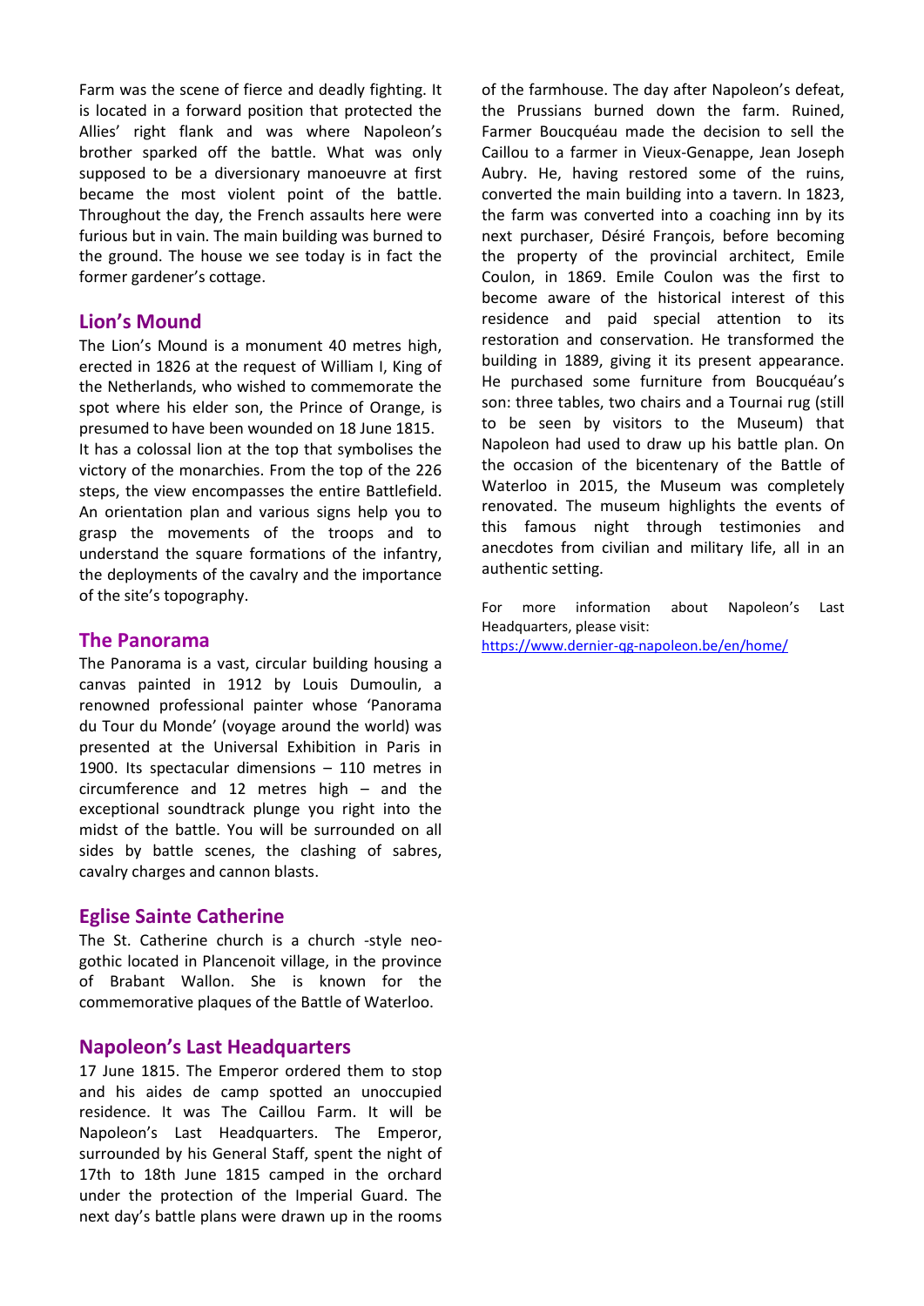Farm was the scene of fierce and deadly fighting. It is located in a forward position that protected the Allies' right flank and was where Napoleon's brother sparked off the battle. What was only supposed to be a diversionary manoeuvre at first became the most violent point of the battle. Throughout the day, the French assaults here were furious but in vain. The main building was burned to the ground. The house we see today is in fact the former gardener's cottage.

## Lion's Mound

The Lion's Mound is a monument 40 metres high, erected in 1826 at the request of William I, King of the Netherlands, who wished to commemorate the spot where his elder son, the Prince of Orange, is presumed to have been wounded on 18 June 1815.
It has a colossal lion at the top that symbolises the victory of the monarchies. From the top of the 226 steps, the view encompasses the entire Battlefield. An orientation plan and various signs help you to grasp the movements of the troops and to understand the square formations of the infantry, the deployments of the cavalry and the importance of the site's topography.

## The Panorama

The Panorama is a vast, circular building housing a canvas painted in 1912 by Louis Dumoulin, a renowned professional painter whose 'Panorama du Tour du Monde' (voyage around the world) was presented at the Universal Exhibition in Paris in 1900. Its spectacular dimensions – 110 metres in circumference and 12 metres high – and the exceptional soundtrack plunge you right into the midst of the battle. You will be surrounded on all sides by battle scenes, the clashing of sabres, cavalry charges and cannon blasts.

## Eglise Sainte Catherine

The St. Catherine church is a church -style neo-gothic located in Plancenoit village, in the province of Brabant Wallon. She is known for the commemorative plaques of the Battle of Waterloo.

## Napoleon's Last Headquarters

17 June 1815. The Emperor ordered them to stop and his aides de camp spotted an unoccupied residence. It was The Caillou Farm. It will be Napoleon's Last Headquarters. The Emperor, surrounded by his General Staff, spent the night of 17th to 18th June 1815 camped in the orchard under the protection of the Imperial Guard. The next day's battle plans were drawn up in the rooms of the farmhouse. The day after Napoleon's defeat, the Prussians burned down the farm. Ruined, Farmer Boucquéau made the decision to sell the Caillou to a farmer in Vieux-Genappe, Jean Joseph Aubry. He, having restored some of the ruins, converted the main building into a tavern. In 1823, the farm was converted into a coaching inn by its next purchaser, Désiré François, before becoming the property of the provincial architect, Emile Coulon, in 1869. Emile Coulon was the first to become aware of the historical interest of this residence and paid special attention to its restoration and conservation. He transformed the building in 1889, giving it its present appearance. He purchased some furniture from Boucquéau's son: three tables, two chairs and a Tournai rug (still to be seen by visitors to the Museum) that Napoleon had used to draw up his battle plan. On the occasion of the bicentenary of the Battle of Waterloo in 2015, the Museum was completely renovated. The museum highlights the events of this famous night through testimonies and anecdotes from civilian and military life, all in an authentic setting.

For more information about Napoleon's Last Headquarters, please visit:
https://www.dernier-qg-napoleon.be/en/home/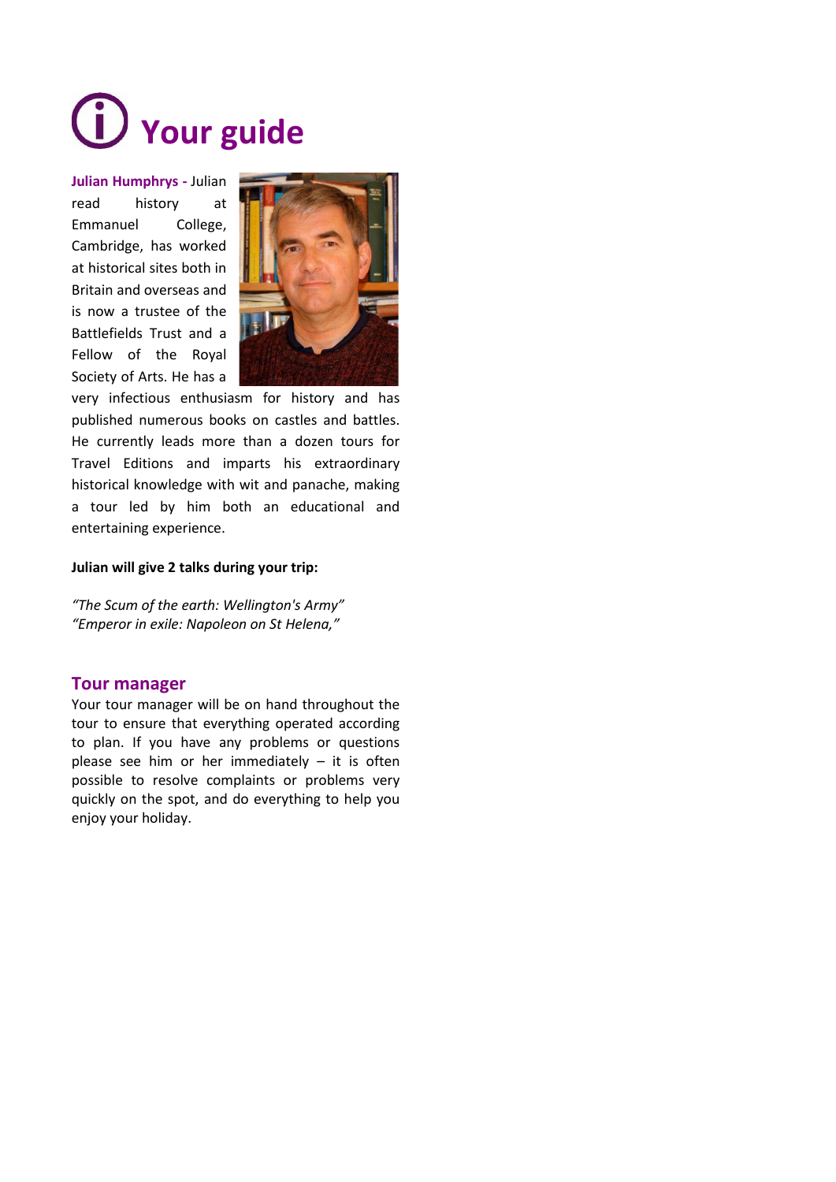# Your guide

**Julian Humphrys -** Julian read history at Emmanuel College, Cambridge, has worked at historical sites both in Britain and overseas and is now a trustee of the Battlefields Trust and a Fellow of the Royal Society of Arts. He has a very infectious enthusiasm for history and has published numerous books on castles and battles. He currently leads more than a dozen tours for Travel Editions and imparts his extraordinary historical knowledge with wit and panache, making a tour led by him both an educational and entertaining experience.

**Julian will give 2 talks during your trip:**

*"The Scum of the earth: Wellington's Army"*
*"Emperor in exile: Napoleon on St Helena,"*

## Tour manager

Your tour manager will be on hand throughout the tour to ensure that everything operated according to plan. If you have any problems or questions please see him or her immediately – it is often possible to resolve complaints or problems very quickly on the spot, and do everything to help you enjoy your holiday.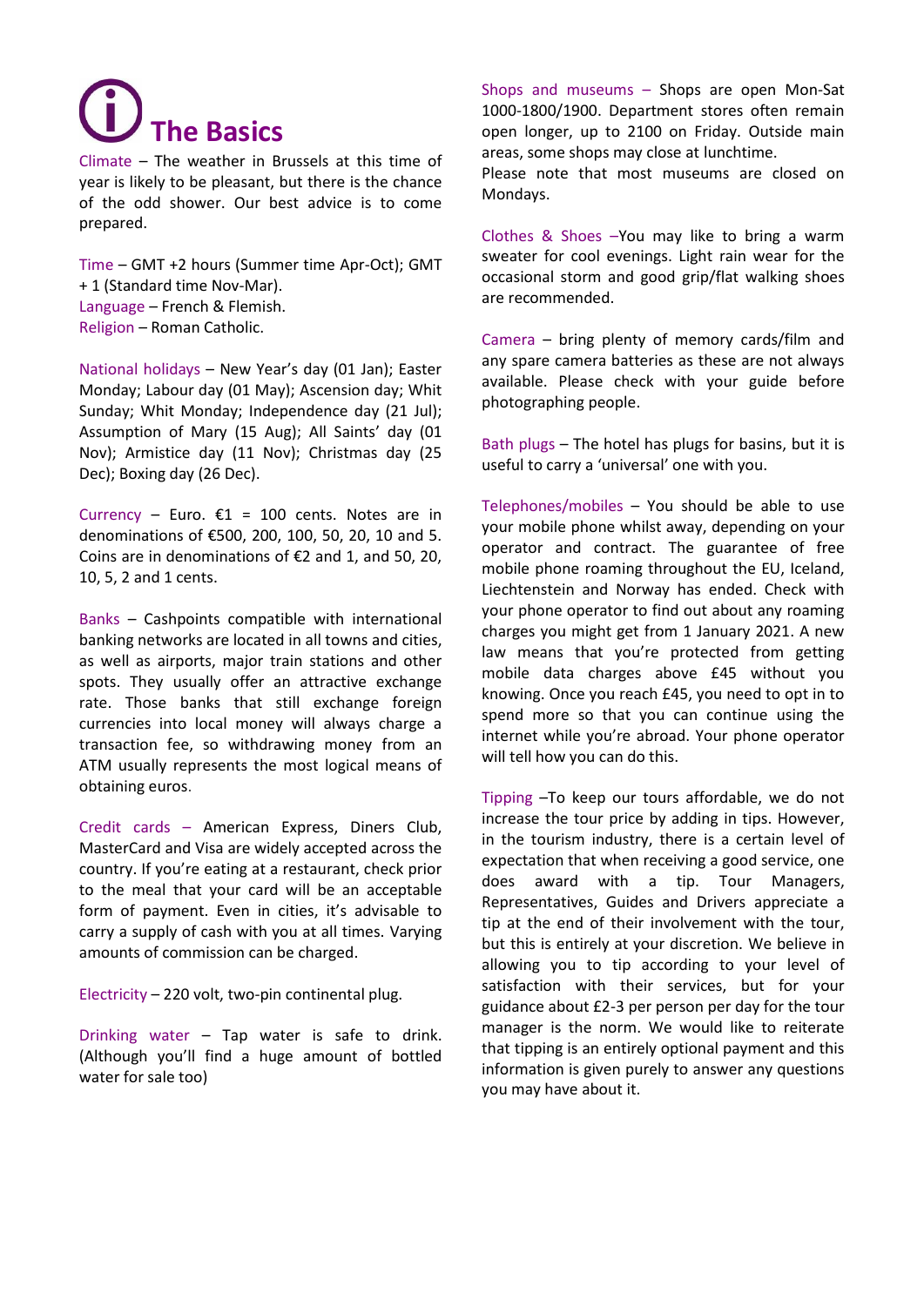# The Basics

Climate – The weather in Brussels at this time of year is likely to be pleasant, but there is the chance of the odd shower. Our best advice is to come prepared.

Time – GMT +2 hours (Summer time Apr-Oct); GMT + 1 (Standard time Nov-Mar).
Language – French & Flemish.
Religion – Roman Catholic.

National holidays – New Year's day (01 Jan); Easter Monday; Labour day (01 May); Ascension day; Whit Sunday; Whit Monday; Independence day (21 Jul); Assumption of Mary (15 Aug); All Saints' day (01 Nov); Armistice day (11 Nov); Christmas day (25 Dec); Boxing day (26 Dec).

Currency – Euro. €1 = 100 cents. Notes are in denominations of €500, 200, 100, 50, 20, 10 and 5. Coins are in denominations of €2 and 1, and 50, 20, 10, 5, 2 and 1 cents.

Banks – Cashpoints compatible with international banking networks are located in all towns and cities, as well as airports, major train stations and other spots. They usually offer an attractive exchange rate. Those banks that still exchange foreign currencies into local money will always charge a transaction fee, so withdrawing money from an ATM usually represents the most logical means of obtaining euros.

Credit cards – American Express, Diners Club, MasterCard and Visa are widely accepted across the country. If you're eating at a restaurant, check prior to the meal that your card will be an acceptable form of payment. Even in cities, it's advisable to carry a supply of cash with you at all times. Varying amounts of commission can be charged.

Electricity – 220 volt, two-pin continental plug.

Drinking water – Tap water is safe to drink. (Although you'll find a huge amount of bottled water for sale too)

Shops and museums – Shops are open Mon-Sat 1000-1800/1900. Department stores often remain open longer, up to 2100 on Friday. Outside main areas, some shops may close at lunchtime.
Please note that most museums are closed on Mondays.

Clothes & Shoes –You may like to bring a warm sweater for cool evenings. Light rain wear for the occasional storm and good grip/flat walking shoes are recommended.

Camera – bring plenty of memory cards/film and any spare camera batteries as these are not always available. Please check with your guide before photographing people.

Bath plugs – The hotel has plugs for basins, but it is useful to carry a 'universal' one with you.

Telephones/mobiles – You should be able to use your mobile phone whilst away, depending on your operator and contract. The guarantee of free mobile phone roaming throughout the EU, Iceland, Liechtenstein and Norway has ended. Check with your phone operator to find out about any roaming charges you might get from 1 January 2021. A new law means that you're protected from getting mobile data charges above £45 without you knowing. Once you reach £45, you need to opt in to spend more so that you can continue using the internet while you're abroad. Your phone operator will tell how you can do this.

Tipping –To keep our tours affordable, we do not increase the tour price by adding in tips. However, in the tourism industry, there is a certain level of expectation that when receiving a good service, one does award with a tip. Tour Managers, Representatives, Guides and Drivers appreciate a tip at the end of their involvement with the tour, but this is entirely at your discretion. We believe in allowing you to tip according to your level of satisfaction with their services, but for your guidance about £2-3 per person per day for the tour manager is the norm. We would like to reiterate that tipping is an entirely optional payment and this information is given purely to answer any questions you may have about it.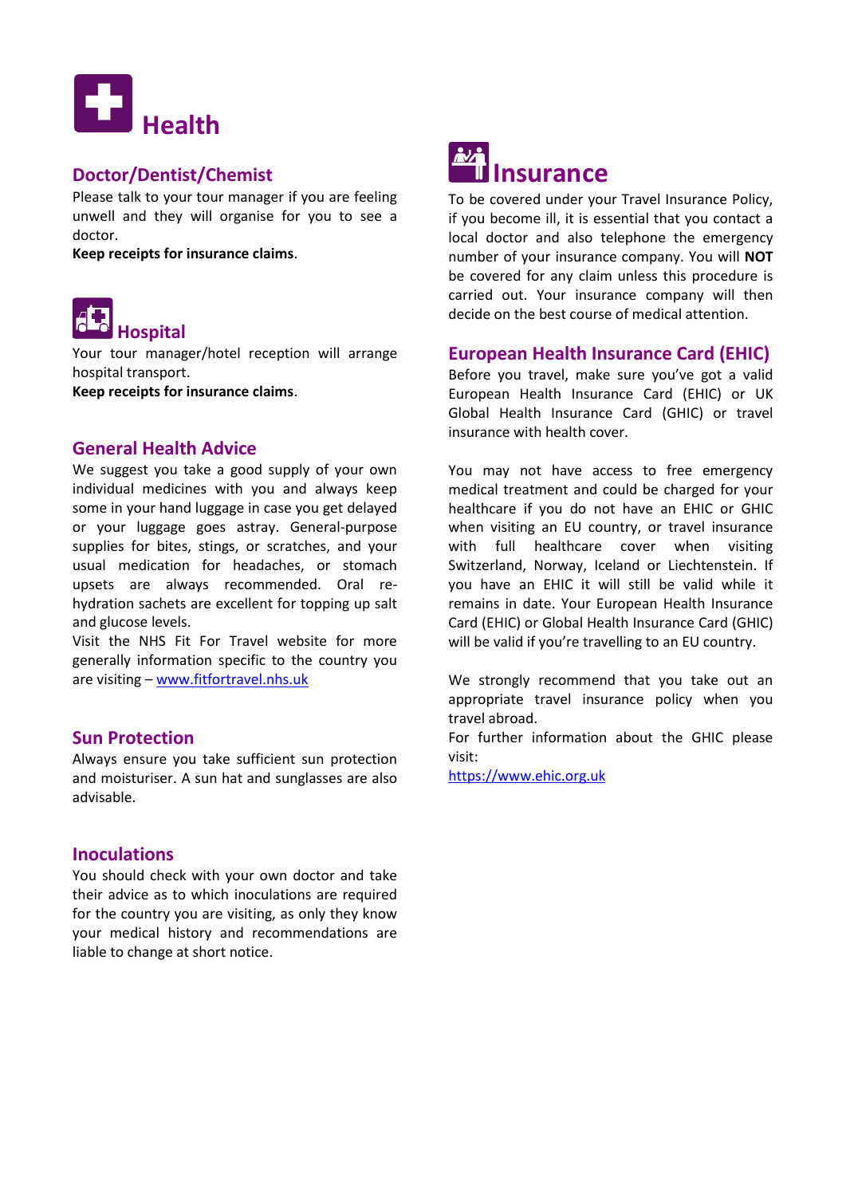# Health

## Doctor/Dentist/Chemist

Please talk to your tour manager if you are feeling unwell and they will organise for you to see a doctor.

**Keep receipts for insurance claims**.

## Hospital

Your tour manager/hotel reception will arrange hospital transport.

**Keep receipts for insurance claims**.

## General Health Advice

We suggest you take a good supply of your own individual medicines with you and always keep some in your hand luggage in case you get delayed or your luggage goes astray. General-purpose supplies for bites, stings, or scratches, and your usual medication for headaches, or stomach upsets are always recommended. Oral re-hydration sachets are excellent for topping up salt and glucose levels.

Visit the NHS Fit For Travel website for more generally information specific to the country you are visiting – www.fitfortravel.nhs.uk

## Sun Protection

Always ensure you take sufficient sun protection and moisturiser. A sun hat and sunglasses are also advisable.

## Inoculations

You should check with your own doctor and take their advice as to which inoculations are required for the country you are visiting, as only they know your medical history and recommendations are liable to change at short notice.

# Insurance

To be covered under your Travel Insurance Policy, if you become ill, it is essential that you contact a local doctor and also telephone the emergency number of your insurance company. You will **NOT** be covered for any claim unless this procedure is carried out. Your insurance company will then decide on the best course of medical attention.

## European Health Insurance Card (EHIC)

Before you travel, make sure you've got a valid European Health Insurance Card (EHIC) or UK Global Health Insurance Card (GHIC) or travel insurance with health cover.

You may not have access to free emergency medical treatment and could be charged for your healthcare if you do not have an EHIC or GHIC when visiting an EU country, or travel insurance with full healthcare cover when visiting Switzerland, Norway, Iceland or Liechtenstein. If you have an EHIC it will still be valid while it remains in date. Your European Health Insurance Card (EHIC) or Global Health Insurance Card (GHIC) will be valid if you're travelling to an EU country.

We strongly recommend that you take out an appropriate travel insurance policy when you travel abroad.

For further information about the GHIC please visit:

https://www.ehic.org.uk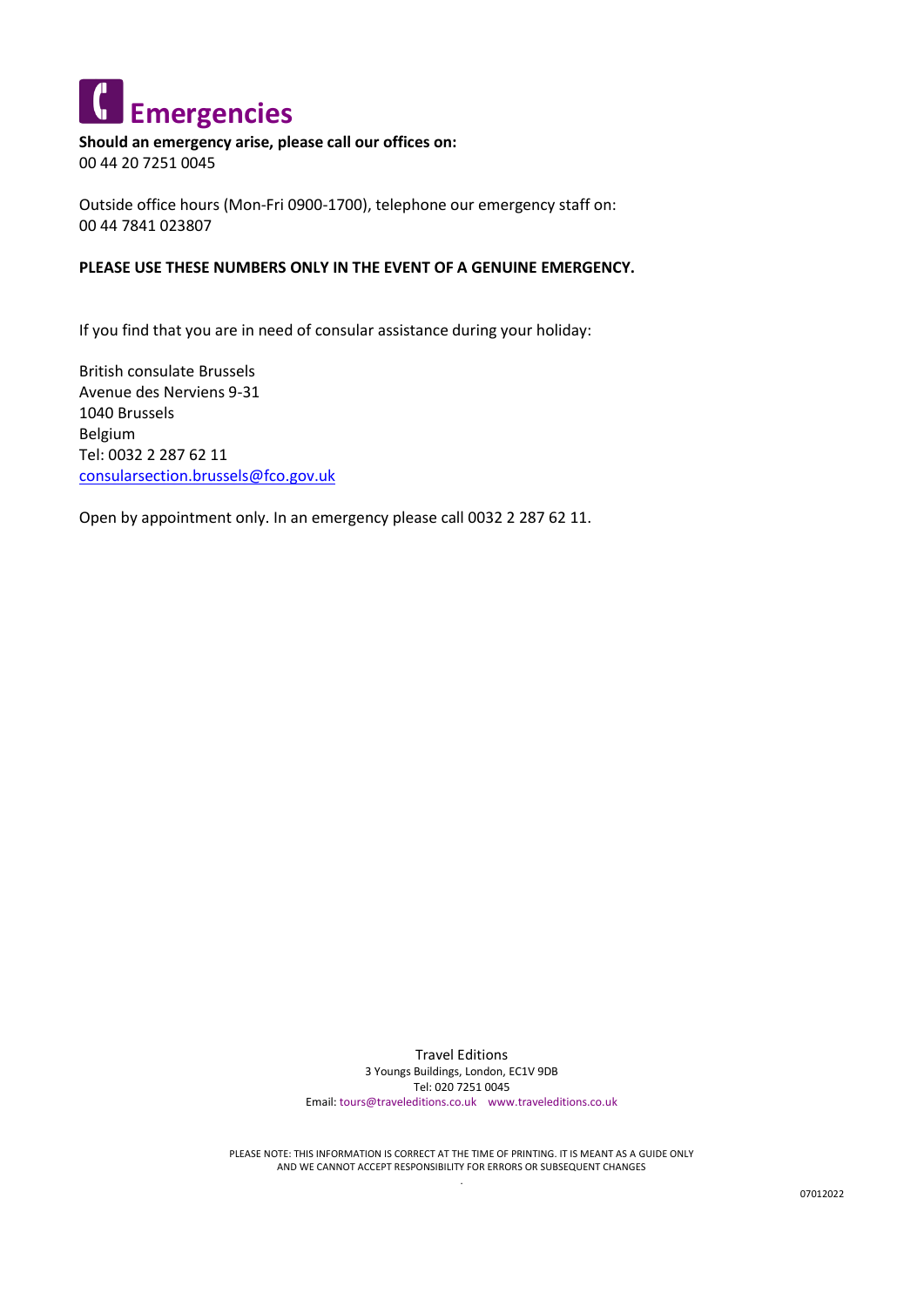# Emergencies

**Should an emergency arise, please call our offices on:**
00 44 20 7251 0045

Outside office hours (Mon-Fri 0900-1700), telephone our emergency staff on:
00 44 7841 023807

**PLEASE USE THESE NUMBERS ONLY IN THE EVENT OF A GENUINE EMERGENCY.**

If you find that you are in need of consular assistance during your holiday:

British consulate Brussels
Avenue des Nerviens 9-31
1040 Brussels
Belgium
Tel: 0032 2 287 62 11
consularsection.brussels@fco.gov.uk

Open by appointment only. In an emergency please call 0032 2 287 62 11.

Travel Editions
3 Youngs Buildings, London, EC1V 9DB
Tel: 020 7251 0045
Email: tours@traveleditions.co.uk www.traveleditions.co.uk

PLEASE NOTE: THIS INFORMATION IS CORRECT AT THE TIME OF PRINTING. IT IS MEANT AS A GUIDE ONLY AND WE CANNOT ACCEPT RESPONSIBILITY FOR ERRORS OR SUBSEQUENT CHANGES

07012022